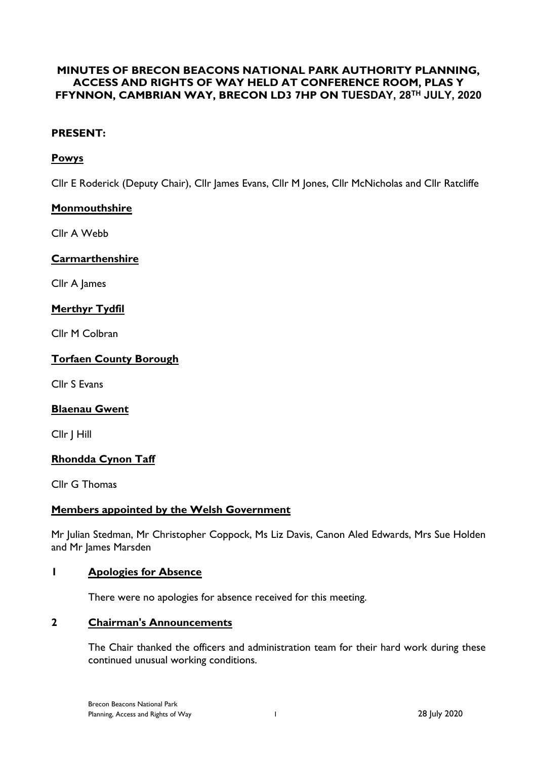# MINUTES OF BRECON BEACONS NATIONAL PARK AUTHORITY PLANNING, ACCESS AND RIGHTS OF WAY HELD AT CONFERENCE ROOM, PLAS Y FFYNNON, CAMBRIAN WAY, BRECON LD3 7HP ON TUESDAY, 28TH JULY, 2020

## PRESENT:

### Powys

Cllr E Roderick (Deputy Chair), Cllr James Evans, Cllr M Jones, Cllr McNicholas and Cllr Ratcliffe

### Monmouthshire

Cllr A Webb

### Carmarthenshire

Cllr A James

### Merthyr Tydfil

Cllr M Colbran

### Torfaen County Borough

Cllr S Evans

### Blaenau Gwent

Cllr J Hill

### Rhondda Cynon Taff

Cllr G Thomas

### Members appointed by the Welsh Government

Mr Julian Stedman, Mr Christopher Coppock, Ms Liz Davis, Canon Aled Edwards, Mrs Sue Holden and Mr James Marsden

## 1 Apologies for Absence

There were no apologies for absence received for this meeting.

## 2 Chairman's Announcements

The Chair thanked the officers and administration team for their hard work during these continued unusual working conditions.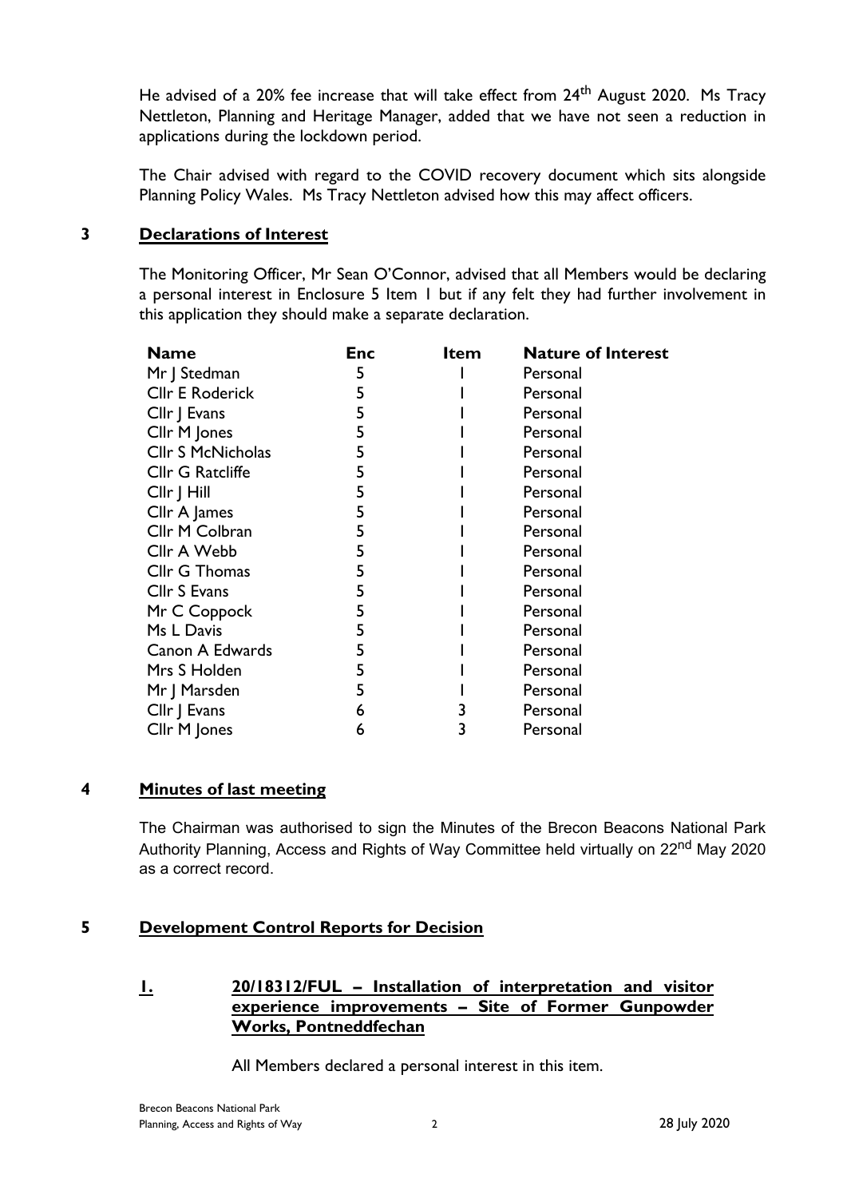He advised of a 20% fee increase that will take effect from 24th August 2020. Ms Tracy Nettleton, Planning and Heritage Manager, added that we have not seen a reduction in applications during the lockdown period.

The Chair advised with regard to the COVID recovery document which sits alongside Planning Policy Wales. Ms Tracy Nettleton advised how this may affect officers.

## 3 Declarations of Interest

The Monitoring Officer, Mr Sean O'Connor, advised that all Members would be declaring a personal interest in Enclosure 5 Item 1 but if any felt they had further involvement in this application they should make a separate declaration.

| Name | Enc | Item | Nature of Interest |
|---|---|---|---|
| Mr J Stedman | 5 | 1 | Personal |
| Cllr E Roderick | 5 | 1 | Personal |
| Cllr J Evans | 5 | 1 | Personal |
| Cllr M Jones | 5 | 1 | Personal |
| Cllr S McNicholas | 5 | 1 | Personal |
| Cllr G Ratcliffe | 5 | 1 | Personal |
| Cllr J Hill | 5 | 1 | Personal |
| Cllr A James | 5 | 1 | Personal |
| Cllr M Colbran | 5 | 1 | Personal |
| Cllr A Webb | 5 | 1 | Personal |
| Cllr G Thomas | 5 | 1 | Personal |
| Cllr S Evans | 5 | 1 | Personal |
| Mr C Coppock | 5 | 1 | Personal |
| Ms L Davis | 5 | 1 | Personal |
| Canon A Edwards | 5 | 1 | Personal |
| Mrs S Holden | 5 | 1 | Personal |
| Mr J Marsden | 5 | 1 | Personal |
| Cllr J Evans | 6 | 3 | Personal |
| Cllr M Jones | 6 | 3 | Personal |

## 4 Minutes of last meeting

The Chairman was authorised to sign the Minutes of the Brecon Beacons National Park Authority Planning, Access and Rights of Way Committee held virtually on 22nd May 2020 as a correct record.

## 5 Development Control Reports for Decision

### 1. 20/18312/FUL – Installation of interpretation and visitor experience improvements – Site of Former Gunpowder Works, Pontneddfechan

All Members declared a personal interest in this item.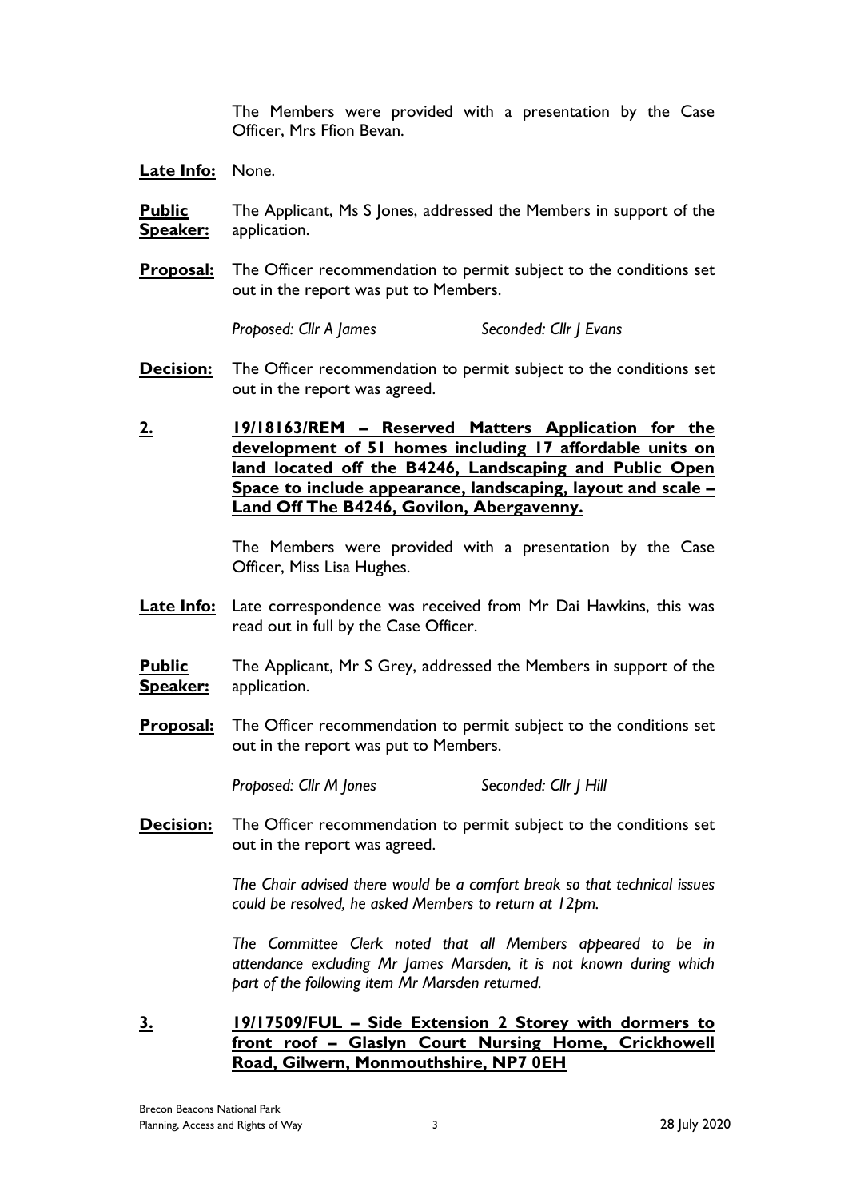The Members were provided with a presentation by the Case Officer, Mrs Ffion Bevan.

**Late Info:** None.

**Public Speaker:** The Applicant, Ms S Jones, addressed the Members in support of the application.

**Proposal:** The Officer recommendation to permit subject to the conditions set out in the report was put to Members.

*Proposed: Cllr A James* *Seconded: Cllr J Evans*

**Decision:** The Officer recommendation to permit subject to the conditions set out in the report was agreed.

**2. 19/18163/REM – Reserved Matters Application for the development of 51 homes including 17 affordable units on land located off the B4246, Landscaping and Public Open Space to include appearance, landscaping, layout and scale – Land Off The B4246, Govilon, Abergavenny.**

The Members were provided with a presentation by the Case Officer, Miss Lisa Hughes.

**Late Info:** Late correspondence was received from Mr Dai Hawkins, this was read out in full by the Case Officer.

**Public Speaker:** The Applicant, Mr S Grey, addressed the Members in support of the application.

**Proposal:** The Officer recommendation to permit subject to the conditions set out in the report was put to Members.

*Proposed: Cllr M Jones* *Seconded: Cllr J Hill*

**Decision:** The Officer recommendation to permit subject to the conditions set out in the report was agreed.

*The Chair advised there would be a comfort break so that technical issues could be resolved, he asked Members to return at 12pm.*

*The Committee Clerk noted that all Members appeared to be in attendance excluding Mr James Marsden, it is not known during which part of the following item Mr Marsden returned.*

**3. 19/17509/FUL – Side Extension 2 Storey with dormers to front roof – Glaslyn Court Nursing Home, Crickhowell Road, Gilwern, Monmouthshire, NP7 0EH**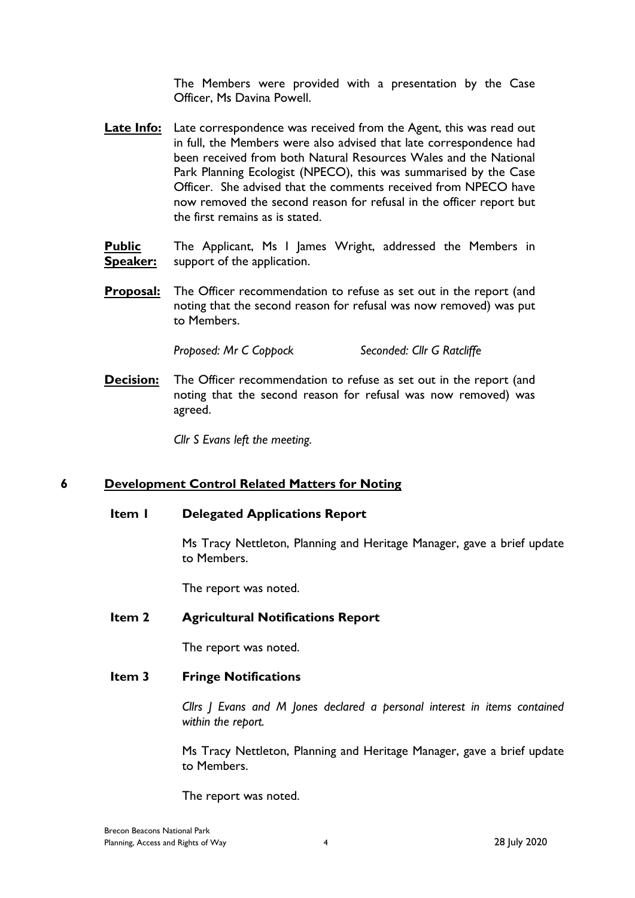The Members were provided with a presentation by the Case Officer, Ms Davina Powell.

**Late Info:** Late correspondence was received from the Agent, this was read out in full, the Members were also advised that late correspondence had been received from both Natural Resources Wales and the National Park Planning Ecologist (NPECO), this was summarised by the Case Officer. She advised that the comments received from NPECO have now removed the second reason for refusal in the officer report but the first remains as is stated.

**Public Speaker:** The Applicant, Ms I James Wright, addressed the Members in support of the application.

**Proposal:** The Officer recommendation to refuse as set out in the report (and noting that the second reason for refusal was now removed) was put to Members.

*Proposed: Mr C Coppock* *Seconded: Cllr G Ratcliffe*

**Decision:** The Officer recommendation to refuse as set out in the report (and noting that the second reason for refusal was now removed) was agreed.

*Cllr S Evans left the meeting.*

## 6 Development Control Related Matters for Noting

### Item 1 Delegated Applications Report

Ms Tracy Nettleton, Planning and Heritage Manager, gave a brief update to Members.

The report was noted.

### Item 2 Agricultural Notifications Report

The report was noted.

### Item 3 Fringe Notifications

*Cllrs J Evans and M Jones declared a personal interest in items contained within the report.*

Ms Tracy Nettleton, Planning and Heritage Manager, gave a brief update to Members.

The report was noted.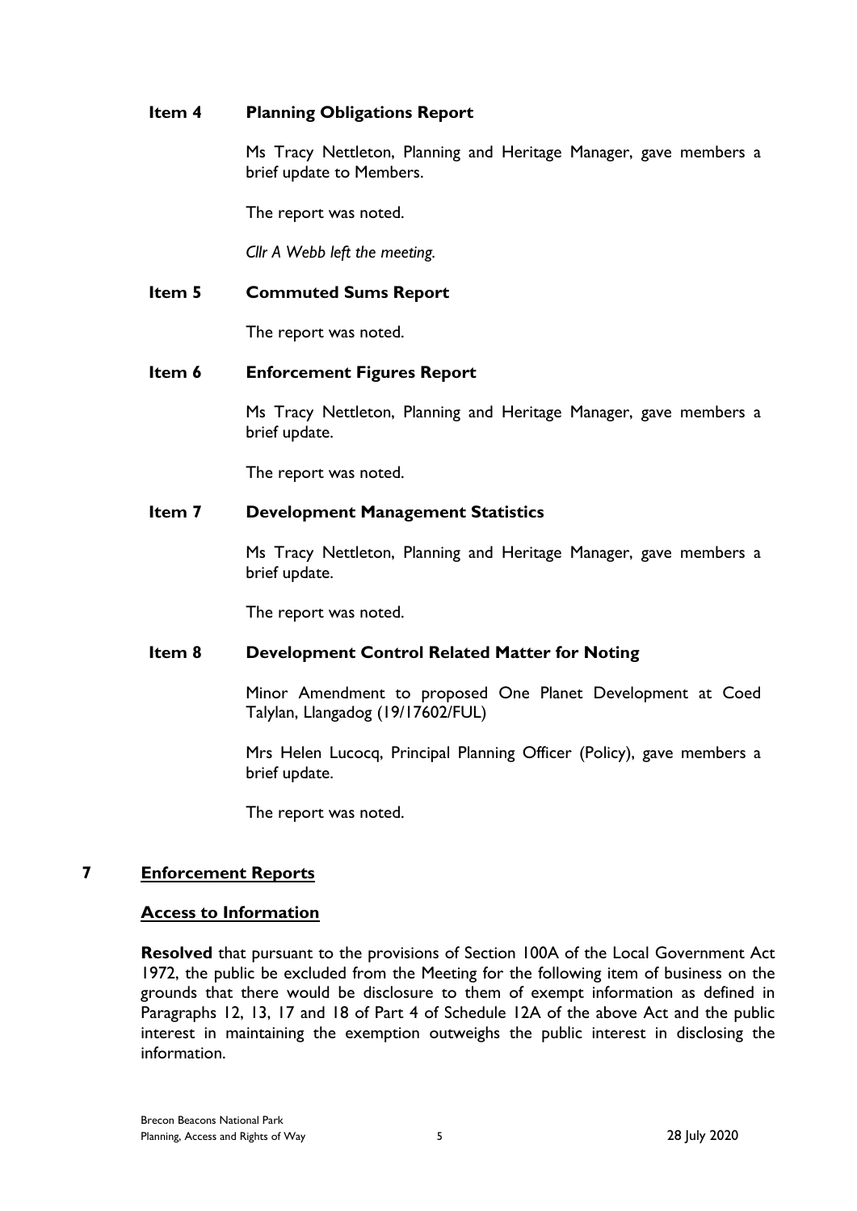**Item 4 Planning Obligations Report**

Ms Tracy Nettleton, Planning and Heritage Manager, gave members a brief update to Members.

The report was noted.

*Cllr A Webb left the meeting.*

**Item 5 Commuted Sums Report**

The report was noted.

**Item 6 Enforcement Figures Report**

Ms Tracy Nettleton, Planning and Heritage Manager, gave members a brief update.

The report was noted.

**Item 7 Development Management Statistics**

Ms Tracy Nettleton, Planning and Heritage Manager, gave members a brief update.

The report was noted.

**Item 8 Development Control Related Matter for Noting**

Minor Amendment to proposed One Planet Development at Coed Talylan, Llangadog (19/17602/FUL)

Mrs Helen Lucocq, Principal Planning Officer (Policy), gave members a brief update.

The report was noted.

## 7 Enforcement Reports

### Access to Information

**Resolved** that pursuant to the provisions of Section 100A of the Local Government Act 1972, the public be excluded from the Meeting for the following item of business on the grounds that there would be disclosure to them of exempt information as defined in Paragraphs 12, 13, 17 and 18 of Part 4 of Schedule 12A of the above Act and the public interest in maintaining the exemption outweighs the public interest in disclosing the information.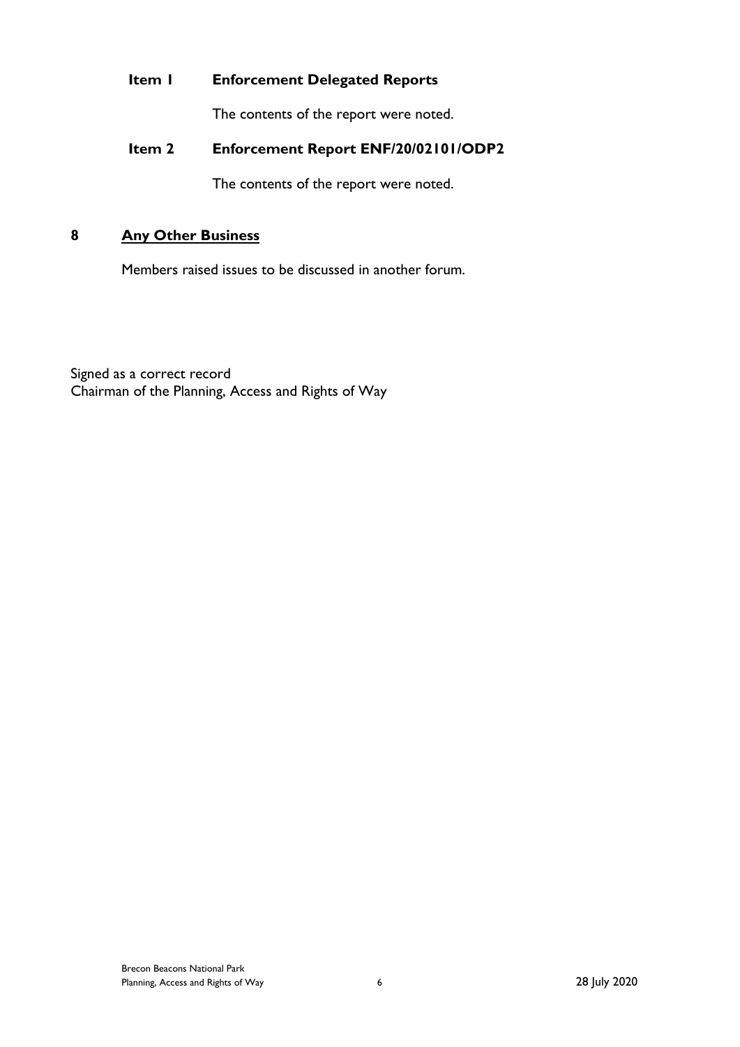**Item 1 Enforcement Delegated Reports**

The contents of the report were noted.

**Item 2 Enforcement Report ENF/20/02101/ODP2**

The contents of the report were noted.

## 8 Any Other Business

Members raised issues to be discussed in another forum.

Signed as a correct record
Chairman of the Planning, Access and Rights of Way